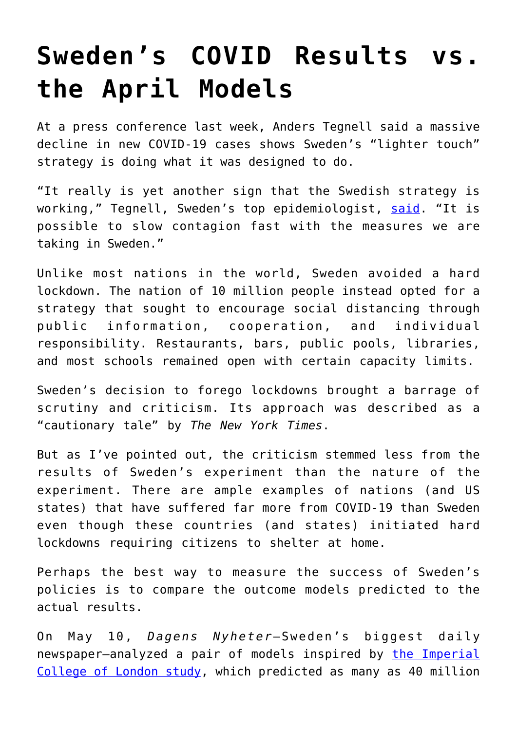# Sweden's COVID Results vs. the April Models

At a press conference last week, Anders Tegnell said a massive decline in new COVID-19 cases shows Sweden's "lighter touch" strategy is doing what it was designed to do.

"It really is yet another sign that the Swedish strategy is working," Tegnell, Sweden's top epidemiologist, [said](). "It is possible to slow contagion fast with the measures we are taking in Sweden."

Unlike most nations in the world, Sweden avoided a hard lockdown. The nation of 10 million people instead opted for a strategy that sought to encourage social distancing through public information, cooperation, and individual responsibility. Restaurants, bars, public pools, libraries, and most schools remained open with certain capacity limits.

Sweden's decision to forego lockdowns brought a barrage of scrutiny and criticism. Its approach was described as a "cautionary tale" by *The New York Times*.

But as I've pointed out, the criticism stemmed less from the results of Sweden's experiment than the nature of the experiment. There are ample examples of nations (and US states) that have suffered far more from COVID-19 than Sweden even though these countries (and states) initiated hard lockdowns requiring citizens to shelter at home.

Perhaps the best way to measure the success of Sweden's policies is to compare the outcome models predicted to the actual results.

On May 10, *Dagens Nyheter*—Sweden's biggest daily newspaper—analyzed a pair of models inspired by [the Imperial College of London study](), which predicted as many as 40 million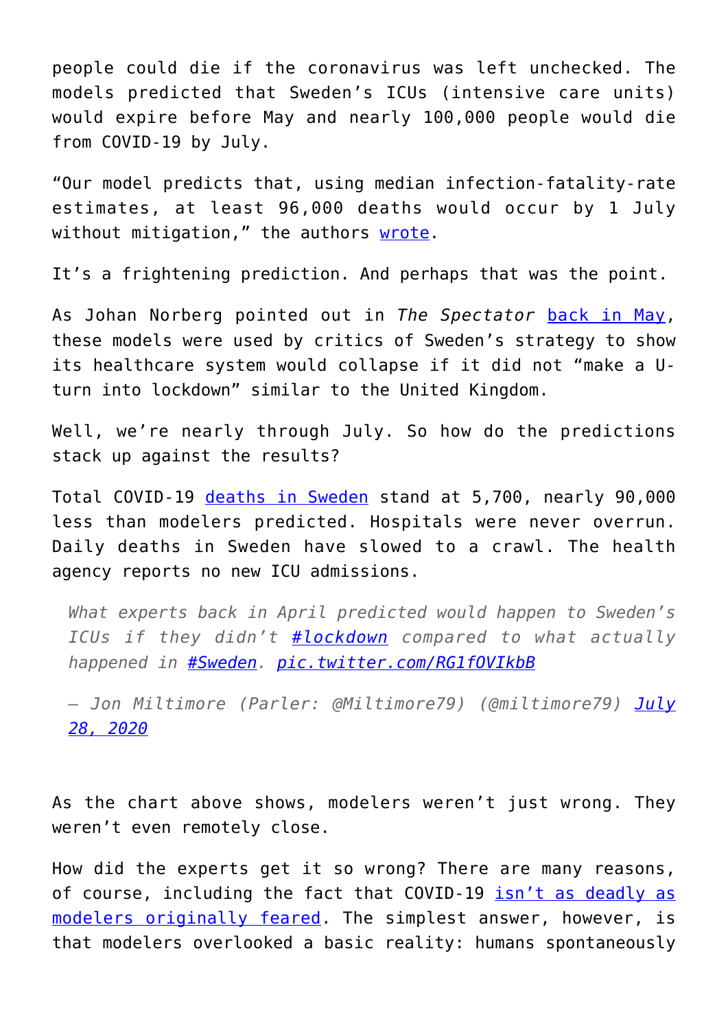people could die if the coronavirus was left unchecked. The models predicted that Sweden's ICUs (intensive care units) would expire before May and nearly 100,000 people would die from COVID-19 by July.

"Our model predicts that, using median infection-fatality-rate estimates, at least 96,000 deaths would occur by 1 July without mitigation," the authors [wrote](#).

It's a frightening prediction. And perhaps that was the point.

As Johan Norberg pointed out in *The Spectator* [back in May](#), these models were used by critics of Sweden's strategy to show its healthcare system would collapse if it did not "make a U-turn into lockdown" similar to the United Kingdom.

Well, we're nearly through July. So how do the predictions stack up against the results?

Total COVID-19 [deaths in Sweden](#) stand at 5,700, nearly 90,000 less than modelers predicted. Hospitals were never overrun. Daily deaths in Sweden have slowed to a crawl. The health agency reports no new ICU admissions.

> *What experts back in April predicted would happen to Sweden's ICUs if they didn't [#lockdown](#) compared to what actually happened in [#Sweden](#). [pic.twitter.com/RG1fOVIkbB](#)*
>
> *— Jon Miltimore (Parler: @Miltimore79) (@miltimore79) [July 28, 2020](#)*

As the chart above shows, modelers weren't just wrong. They weren't even remotely close.

How did the experts get it so wrong? There are many reasons, of course, including the fact that COVID-19 [isn't as deadly as modelers originally feared](#). The simplest answer, however, is that modelers overlooked a basic reality: humans spontaneously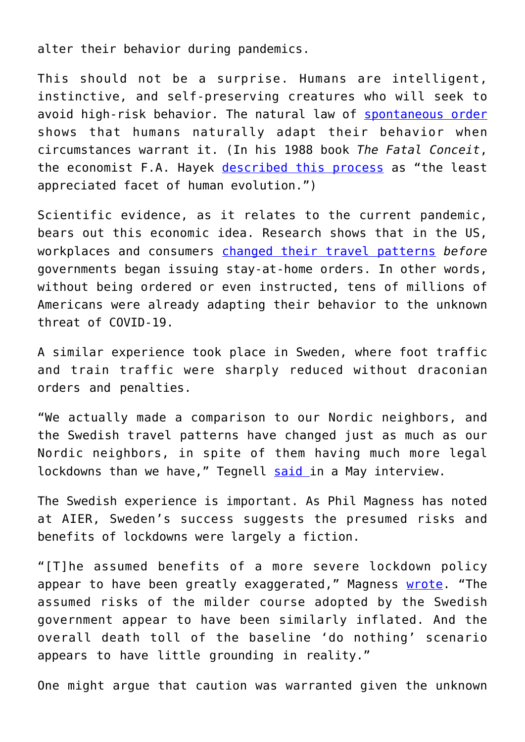alter their behavior during pandemics.

This should not be a surprise. Humans are intelligent, instinctive, and self-preserving creatures who will seek to avoid high-risk behavior. The natural law of spontaneous order shows that humans naturally adapt their behavior when circumstances warrant it. (In his 1988 book *The Fatal Conceit*, the economist F.A. Hayek described this process as "the least appreciated facet of human evolution.")

Scientific evidence, as it relates to the current pandemic, bears out this economic idea. Research shows that in the US, workplaces and consumers changed their travel patterns *before* governments began issuing stay-at-home orders. In other words, without being ordered or even instructed, tens of millions of Americans were already adapting their behavior to the unknown threat of COVID-19.

A similar experience took place in Sweden, where foot traffic and train traffic were sharply reduced without draconian orders and penalties.

"We actually made a comparison to our Nordic neighbors, and the Swedish travel patterns have changed just as much as our Nordic neighbors, in spite of them having much more legal lockdowns than we have," Tegnell said in a May interview.

The Swedish experience is important. As Phil Magness has noted at AIER, Sweden's success suggests the presumed risks and benefits of lockdowns were largely a fiction.

"[T]he assumed benefits of a more severe lockdown policy appear to have been greatly exaggerated," Magness wrote. "The assumed risks of the milder course adopted by the Swedish government appear to have been similarly inflated. And the overall death toll of the baseline 'do nothing' scenario appears to have little grounding in reality."

One might argue that caution was warranted given the unknown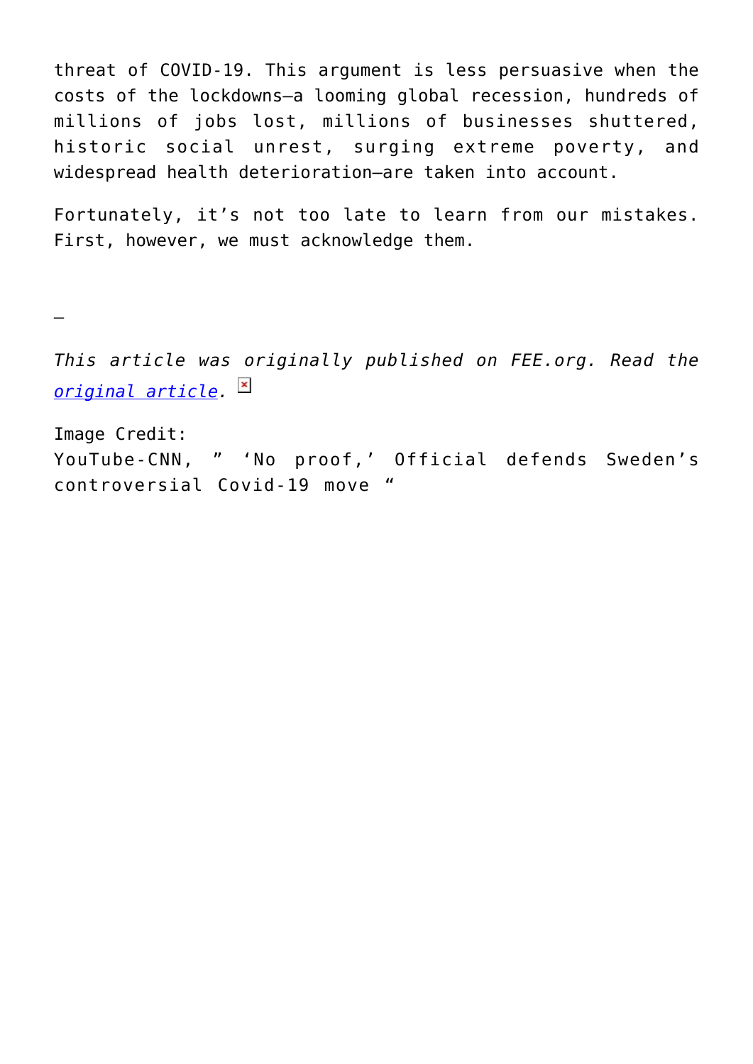threat of COVID-19. This argument is less persuasive when the costs of the lockdowns—a looming global recession, hundreds of millions of jobs lost, millions of businesses shuttered, historic social unrest, surging extreme poverty, and widespread health deterioration—are taken into account.

Fortunately, it's not too late to learn from our mistakes. First, however, we must acknowledge them.

—

*This article was originally published on FEE.org. Read the [original article](original article).*

Image Credit:
YouTube-CNN, " 'No proof,' Official defends Sweden's controversial Covid-19 move "